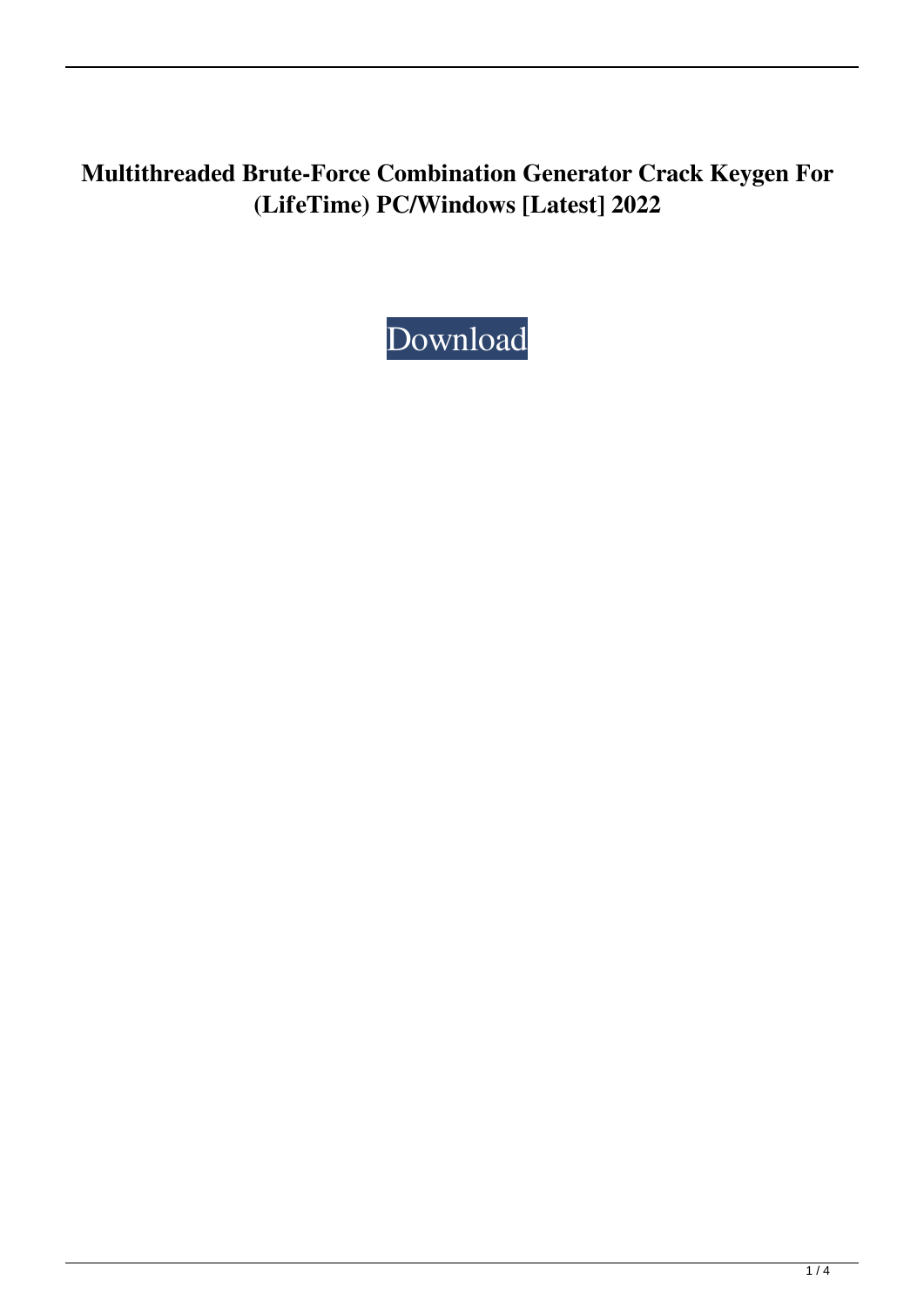# Multithreaded Brute-Force Combination Generator Crack Keygen For (LifeTime) PC/Windows [Latest] 2022

Download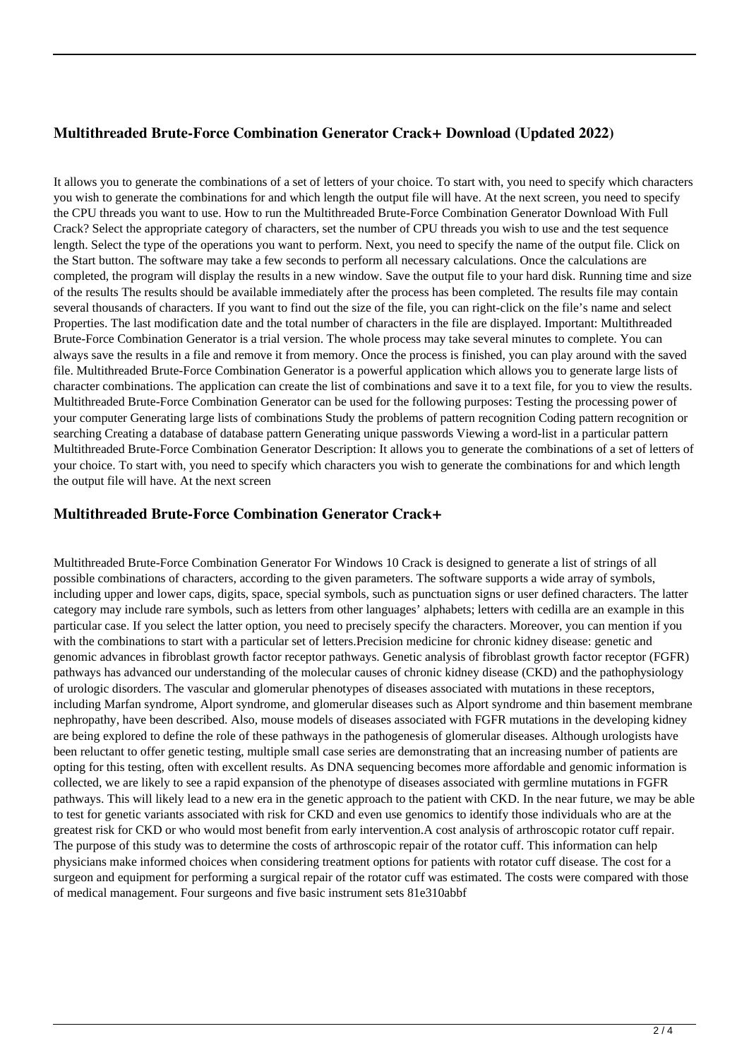## Multithreaded Brute-Force Combination Generator Crack+ Download (Updated 2022)

It allows you to generate the combinations of a set of letters of your choice. To start with, you need to specify which characters you wish to generate the combinations for and which length the output file will have. At the next screen, you need to specify the CPU threads you want to use. How to run the Multithreaded Brute-Force Combination Generator Download With Full Crack? Select the appropriate category of characters, set the number of CPU threads you wish to use and the test sequence length. Select the type of the operations you want to perform. Next, you need to specify the name of the output file. Click on the Start button. The software may take a few seconds to perform all necessary calculations. Once the calculations are completed, the program will display the results in a new window. Save the output file to your hard disk. Running time and size of the results The results should be available immediately after the process has been completed. The results file may contain several thousands of characters. If you want to find out the size of the file, you can right-click on the file's name and select Properties. The last modification date and the total number of characters in the file are displayed. Important: Multithreaded Brute-Force Combination Generator is a trial version. The whole process may take several minutes to complete. You can always save the results in a file and remove it from memory. Once the process is finished, you can play around with the saved file. Multithreaded Brute-Force Combination Generator is a powerful application which allows you to generate large lists of character combinations. The application can create the list of combinations and save it to a text file, for you to view the results. Multithreaded Brute-Force Combination Generator can be used for the following purposes: Testing the processing power of your computer Generating large lists of combinations Study the problems of pattern recognition Coding pattern recognition or searching Creating a database of database pattern Generating unique passwords Viewing a word-list in a particular pattern Multithreaded Brute-Force Combination Generator Description: It allows you to generate the combinations of a set of letters of your choice. To start with, you need to specify which characters you wish to generate the combinations for and which length the output file will have. At the next screen

## Multithreaded Brute-Force Combination Generator Crack+

Multithreaded Brute-Force Combination Generator For Windows 10 Crack is designed to generate a list of strings of all possible combinations of characters, according to the given parameters. The software supports a wide array of symbols, including upper and lower caps, digits, space, special symbols, such as punctuation signs or user defined characters. The latter category may include rare symbols, such as letters from other languages' alphabets; letters with cedilla are an example in this particular case. If you select the latter option, you need to precisely specify the characters. Moreover, you can mention if you with the combinations to start with a particular set of letters.Precision medicine for chronic kidney disease: genetic and genomic advances in fibroblast growth factor receptor pathways. Genetic analysis of fibroblast growth factor receptor (FGFR) pathways has advanced our understanding of the molecular causes of chronic kidney disease (CKD) and the pathophysiology of urologic disorders. The vascular and glomerular phenotypes of diseases associated with mutations in these receptors, including Marfan syndrome, Alport syndrome, and glomerular diseases such as Alport syndrome and thin basement membrane nephropathy, have been described. Also, mouse models of diseases associated with FGFR mutations in the developing kidney are being explored to define the role of these pathways in the pathogenesis of glomerular diseases. Although urologists have been reluctant to offer genetic testing, multiple small case series are demonstrating that an increasing number of patients are opting for this testing, often with excellent results. As DNA sequencing becomes more affordable and genomic information is collected, we are likely to see a rapid expansion of the phenotype of diseases associated with germline mutations in FGFR pathways. This will likely lead to a new era in the genetic approach to the patient with CKD. In the near future, we may be able to test for genetic variants associated with risk for CKD and even use genomics to identify those individuals who are at the greatest risk for CKD or who would most benefit from early intervention.A cost analysis of arthroscopic rotator cuff repair. The purpose of this study was to determine the costs of arthroscopic repair of the rotator cuff. This information can help physicians make informed choices when considering treatment options for patients with rotator cuff disease. The cost for a surgeon and equipment for performing a surgical repair of the rotator cuff was estimated. The costs were compared with those of medical management. Four surgeons and five basic instrument sets 81e310abbf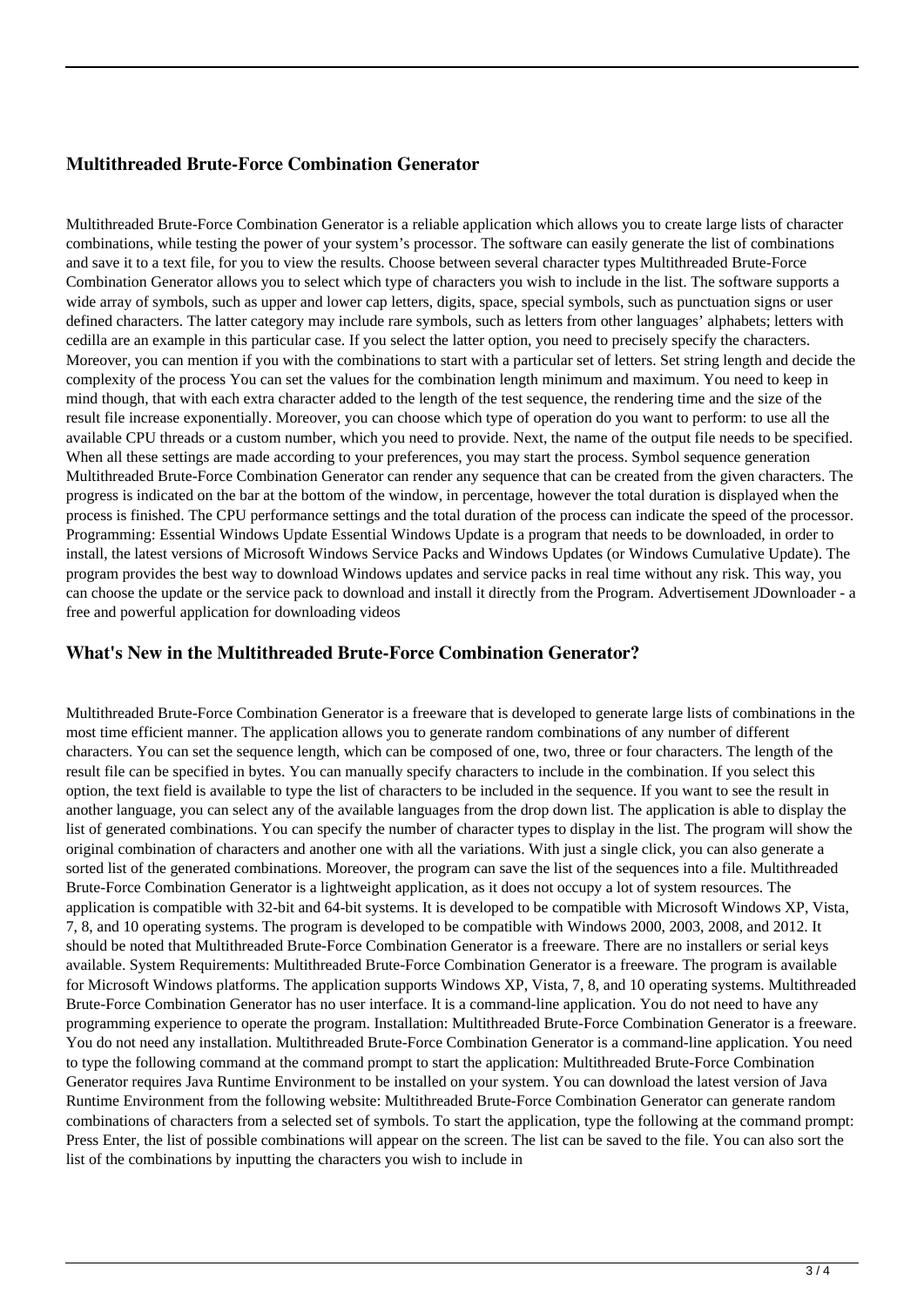## Multithreaded Brute-Force Combination Generator

Multithreaded Brute-Force Combination Generator is a reliable application which allows you to create large lists of character combinations, while testing the power of your system's processor. The software can easily generate the list of combinations and save it to a text file, for you to view the results. Choose between several character types Multithreaded Brute-Force Combination Generator allows you to select which type of characters you wish to include in the list. The software supports a wide array of symbols, such as upper and lower cap letters, digits, space, special symbols, such as punctuation signs or user defined characters. The latter category may include rare symbols, such as letters from other languages' alphabets; letters with cedilla are an example in this particular case. If you select the latter option, you need to precisely specify the characters. Moreover, you can mention if you with the combinations to start with a particular set of letters. Set string length and decide the complexity of the process You can set the values for the combination length minimum and maximum. You need to keep in mind though, that with each extra character added to the length of the test sequence, the rendering time and the size of the result file increase exponentially. Moreover, you can choose which type of operation do you want to perform: to use all the available CPU threads or a custom number, which you need to provide. Next, the name of the output file needs to be specified. When all these settings are made according to your preferences, you may start the process. Symbol sequence generation Multithreaded Brute-Force Combination Generator can render any sequence that can be created from the given characters. The progress is indicated on the bar at the bottom of the window, in percentage, however the total duration is displayed when the process is finished. The CPU performance settings and the total duration of the process can indicate the speed of the processor. Programming: Essential Windows Update Essential Windows Update is a program that needs to be downloaded, in order to install, the latest versions of Microsoft Windows Service Packs and Windows Updates (or Windows Cumulative Update). The program provides the best way to download Windows updates and service packs in real time without any risk. This way, you can choose the update or the service pack to download and install it directly from the Program. Advertisement JDownloader - a free and powerful application for downloading videos

## What's New in the Multithreaded Brute-Force Combination Generator?

Multithreaded Brute-Force Combination Generator is a freeware that is developed to generate large lists of combinations in the most time efficient manner. The application allows you to generate random combinations of any number of different characters. You can set the sequence length, which can be composed of one, two, three or four characters. The length of the result file can be specified in bytes. You can manually specify characters to include in the combination. If you select this option, the text field is available to type the list of characters to be included in the sequence. If you want to see the result in another language, you can select any of the available languages from the drop down list. The application is able to display the list of generated combinations. You can specify the number of character types to display in the list. The program will show the original combination of characters and another one with all the variations. With just a single click, you can also generate a sorted list of the generated combinations. Moreover, the program can save the list of the sequences into a file. Multithreaded Brute-Force Combination Generator is a lightweight application, as it does not occupy a lot of system resources. The application is compatible with 32-bit and 64-bit systems. It is developed to be compatible with Microsoft Windows XP, Vista, 7, 8, and 10 operating systems. The program is developed to be compatible with Windows 2000, 2003, 2008, and 2012. It should be noted that Multithreaded Brute-Force Combination Generator is a freeware. There are no installers or serial keys available. System Requirements: Multithreaded Brute-Force Combination Generator is a freeware. The program is available for Microsoft Windows platforms. The application supports Windows XP, Vista, 7, 8, and 10 operating systems. Multithreaded Brute-Force Combination Generator has no user interface. It is a command-line application. You do not need to have any programming experience to operate the program. Installation: Multithreaded Brute-Force Combination Generator is a freeware. You do not need any installation. Multithreaded Brute-Force Combination Generator is a command-line application. You need to type the following command at the command prompt to start the application: Multithreaded Brute-Force Combination Generator requires Java Runtime Environment to be installed on your system. You can download the latest version of Java Runtime Environment from the following website: Multithreaded Brute-Force Combination Generator can generate random combinations of characters from a selected set of symbols. To start the application, type the following at the command prompt: Press Enter, the list of possible combinations will appear on the screen. The list can be saved to the file. You can also sort the list of the combinations by inputting the characters you wish to include in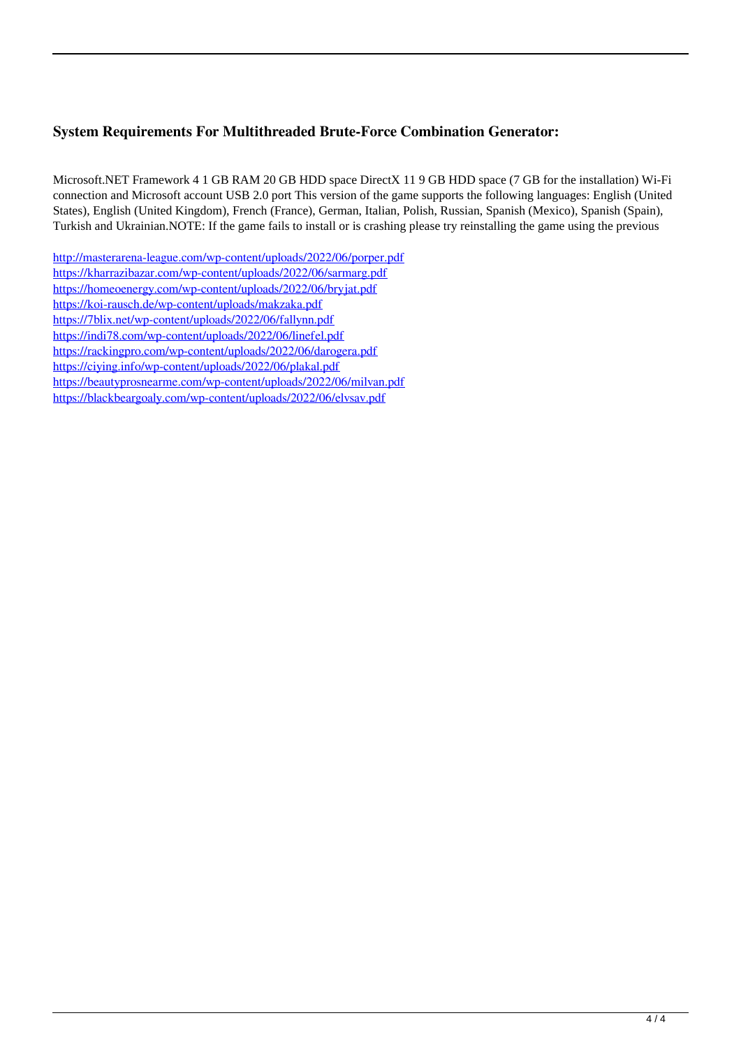### System Requirements For Multithreaded Brute-Force Combination Generator:

Microsoft.NET Framework 4 1 GB RAM 20 GB HDD space DirectX 11 9 GB HDD space (7 GB for the installation) Wi-Fi connection and Microsoft account USB 2.0 port This version of the game supports the following languages: English (United States), English (United Kingdom), French (France), German, Italian, Polish, Russian, Spanish (Mexico), Spanish (Spain), Turkish and Ukrainian.NOTE: If the game fails to install or is crashing please try reinstalling the game using the previous

http://masterarena-league.com/wp-content/uploads/2022/06/porper.pdf
https://kharrazibazar.com/wp-content/uploads/2022/06/sarmarg.pdf
https://homeoenergy.com/wp-content/uploads/2022/06/bryjat.pdf
https://koi-rausch.de/wp-content/uploads/makzaka.pdf
https://7blix.net/wp-content/uploads/2022/06/fallynn.pdf
https://indi78.com/wp-content/uploads/2022/06/linefel.pdf
https://rackingpro.com/wp-content/uploads/2022/06/darogera.pdf
https://ciying.info/wp-content/uploads/2022/06/plakal.pdf
https://beautyprosnearme.com/wp-content/uploads/2022/06/milvan.pdf
https://blackbeargoaly.com/wp-content/uploads/2022/06/elvsav.pdf